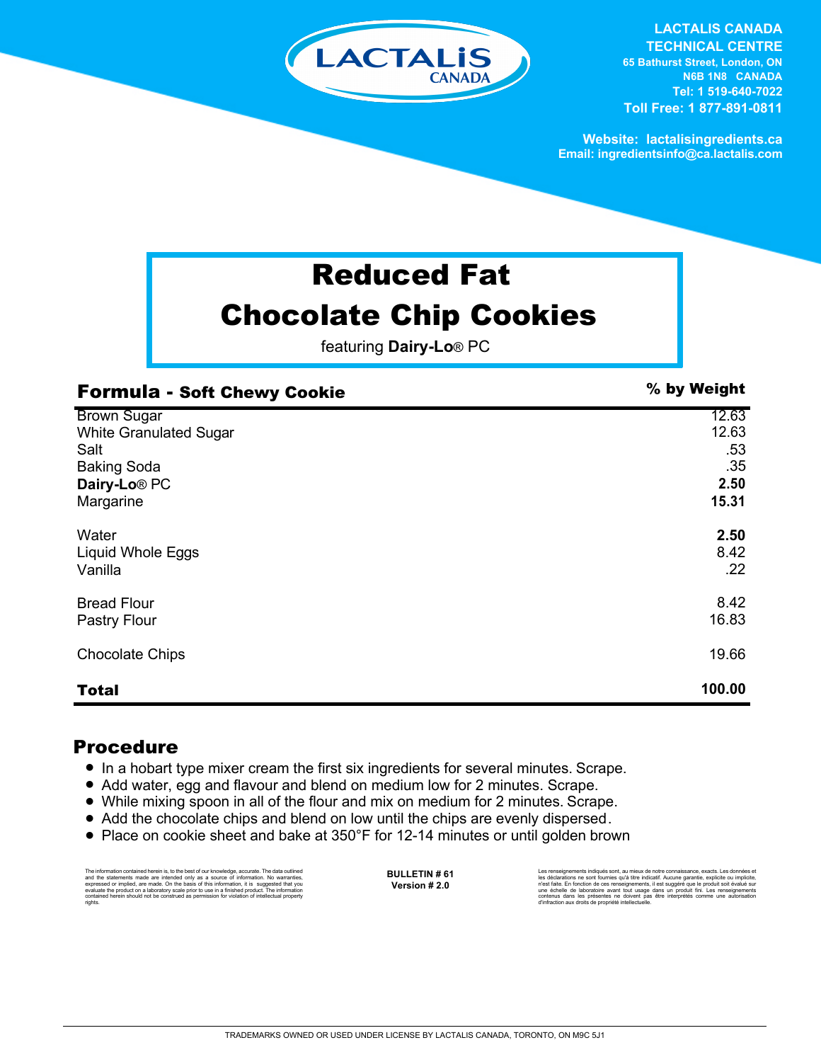LACTALIS CANADA

**LACTALIS CANADA TECHNICAL CENTRE**
65 Bathurst Street, London, ON
N6B 1N8 CANADA
Tel: 1 519-640-7022
Toll Free: 1 877-891-0811

Website: lactalisingredients.ca
Email: ingredientsinfo@ca.lactalis.com

# Reduced Fat Chocolate Chip Cookies

featuring **Dairy-Lo**® PC

| **Formula - Soft Chewy Cookie** | **% by Weight** |
|---|---|
| Brown Sugar | 12.63 |
| White Granulated Sugar | 12.63 |
| Salt | .53 |
| Baking Soda | .35 |
| **Dairy-Lo**® PC | **2.50** |
| Margarine | **15.31** |
| Water | **2.50** |
| Liquid Whole Eggs | 8.42 |
| Vanilla | .22 |
| Bread Flour | 8.42 |
| Pastry Flour | 16.83 |
| Chocolate Chips | 19.66 |
| **Total** | **100.00** |

## Procedure

- In a hobart type mixer cream the first six ingredients for several minutes. Scrape.
- Add water, egg and flavour and blend on medium low for 2 minutes. Scrape.
- While mixing spoon in all of the flour and mix on medium for 2 minutes. Scrape.
- Add the chocolate chips and blend on low until the chips are evenly dispersed.
- Place on cookie sheet and bake at 350°F for 12-14 minutes or until golden brown

The information contained herein is, to the best of our knowledge, accurate. The data outlined and the statements made are intended only as a source of information. No warranties, expressed or implied, are made. On the basis of this information, it is suggested that you evaluate the product on a laboratory scale prior to use in a finished product. The information contained herein should not be construed as permission for violation of intellectual property rights.

**BULLETIN # 61**
**Version # 2.0**

Les renseignements indiqués sont, au mieux de notre connaissance, exacts. Les données et les déclarations ne sont fournies qu'à titre indicatif. Aucune garantie, explicite ou implicite, n'est faite. En fonction de ces renseignements, il est suggéré que le produit soit évalué sur une échelle de laboratoire avant tout usage dans un produit fini. Les renseignements contenus dans les présentes ne doivent pas être interprétés comme une autorisation d'infraction aux droits de propriété intellectuelle.

TRADEMARKS OWNED OR USED UNDER LICENSE BY LACTALIS CANADA, TORONTO, ON M9C 5J1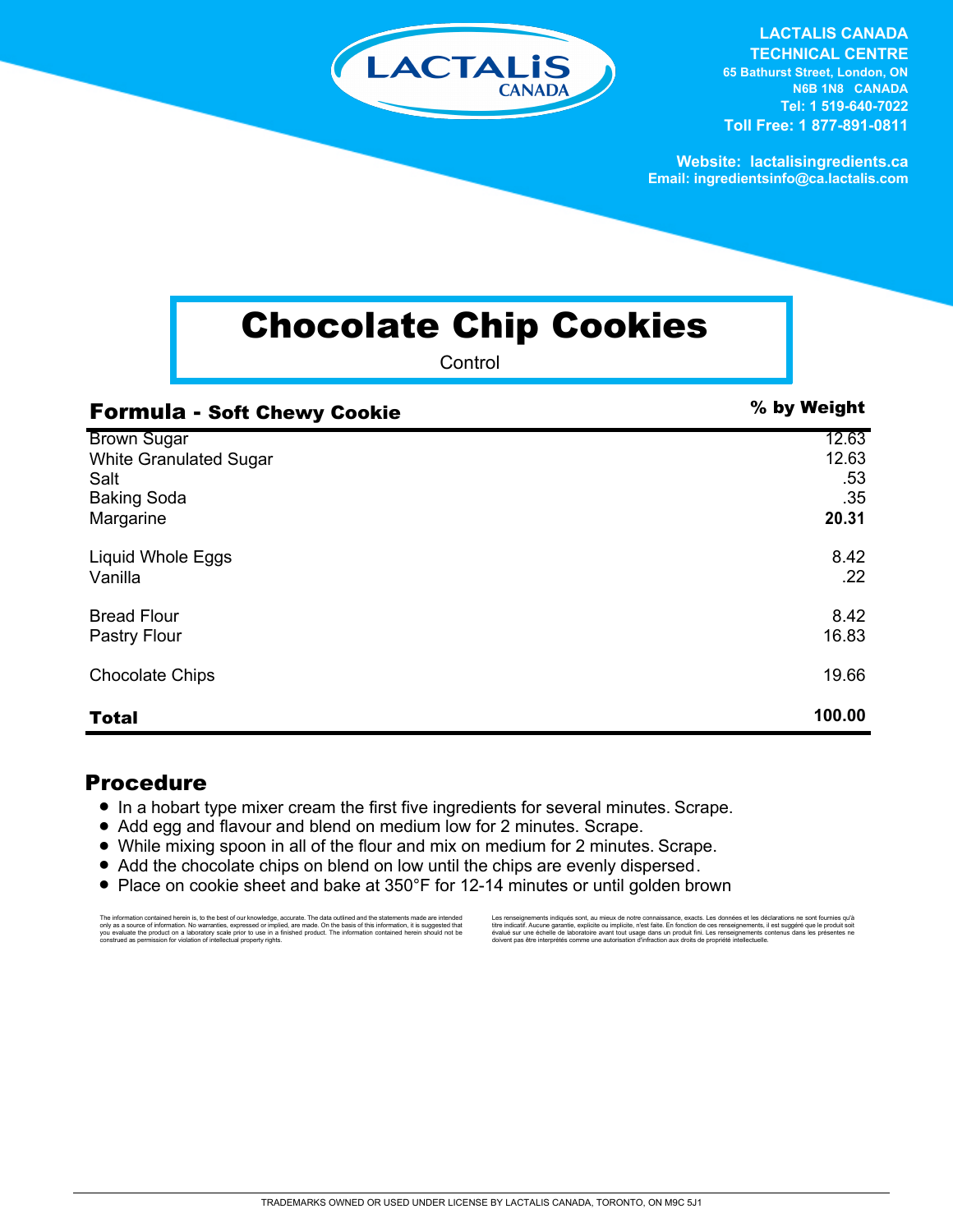LACTALIS CANADA
TECHNICAL CENTRE
65 Bathurst Street, London, ON
N6B 1N8 CANADA
Tel: 1 519-640-7022
Toll Free: 1 877-891-0811

Website: lactalisingredients.ca
Email: ingredientsinfo@ca.lactalis.com

# Chocolate Chip Cookies

Control

| **Formula - Soft Chewy Cookie** | **% by Weight** |
|---|---|
| Brown Sugar | 12.63 |
| White Granulated Sugar | 12.63 |
| Salt | .53 |
| Baking Soda | .35 |
| Margarine | **20.31** |
| Liquid Whole Eggs | 8.42 |
| Vanilla | .22 |
| Bread Flour | 8.42 |
| Pastry Flour | 16.83 |
| Chocolate Chips | 19.66 |
| **Total** | **100.00** |

## Procedure

- In a hobart type mixer cream the first five ingredients for several minutes. Scrape.
- Add egg and flavour and blend on medium low for 2 minutes. Scrape.
- While mixing spoon in all of the flour and mix on medium for 2 minutes. Scrape.
- Add the chocolate chips on blend on low until the chips are evenly dispersed.
- Place on cookie sheet and bake at 350°F for 12-14 minutes or until golden brown

The information contained herein is, to the best of our knowledge, accurate. The data outlined and the statements made are intended only as a source of information. No warranties, expressed or implied, are made. On the basis of this information, it is suggested that you evaluate the product on a laboratory scale prior to use in a finished product. The information contained herein should not be construed as permission for violation of intellectual property rights.

Les renseignements indiqués sont, au mieux de notre connaissance, exacts. Les données et les déclarations ne sont fournies qu'à titre indicatif. Aucune garantie, explicite ou implicite, n'est faite. En fonction de ces renseignements, il est suggéré que le produit soit évalué sur une échelle de laboratoire avant tout usage dans un produit fini. Les renseignements contenus dans les présentes ne doivent pas être interprétés comme une autorisation d'infraction aux droits de propriété intellectuelle.

TRADEMARKS OWNED OR USED UNDER LICENSE BY LACTALIS CANADA, TORONTO, ON M9C 5J1